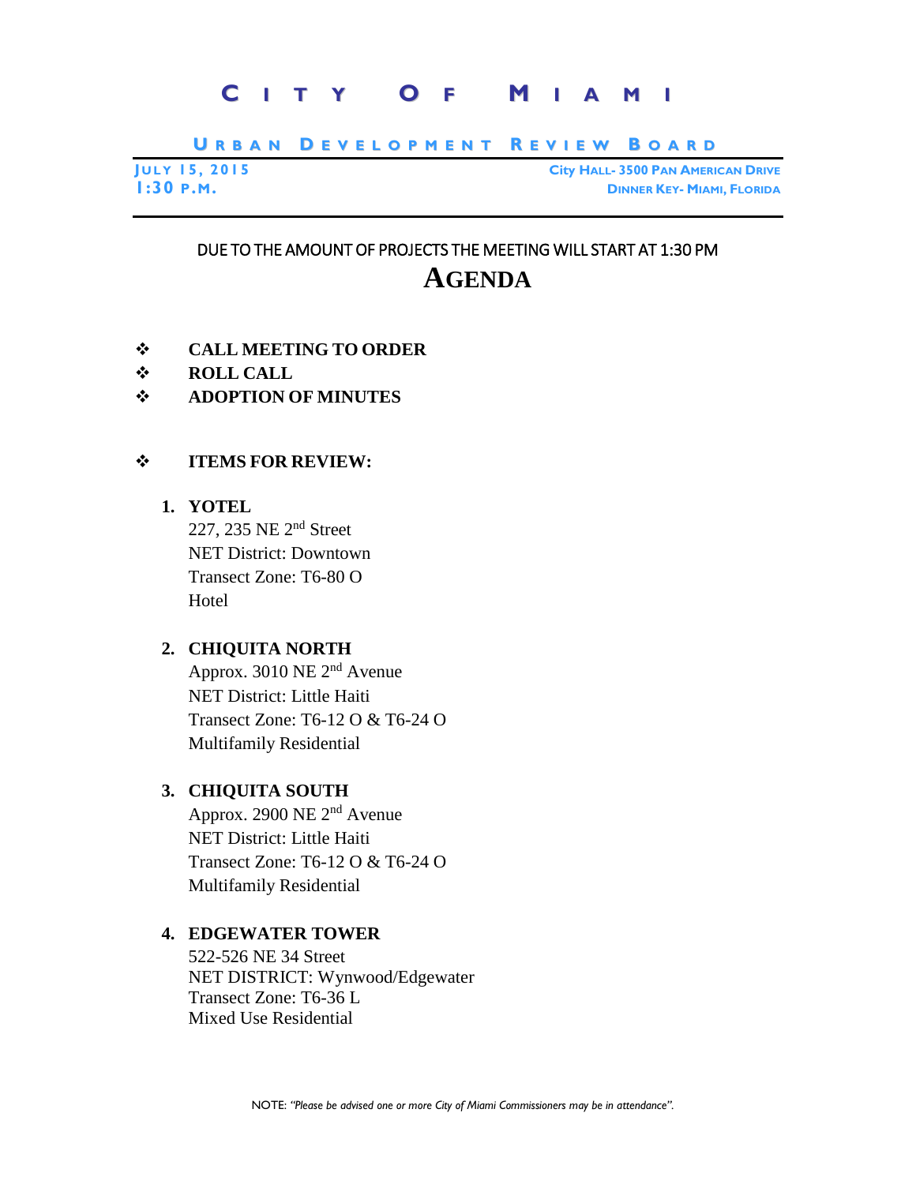# CITY OF MIAMI

## URBAN DEVELOPMENT REVIEW BOARD

**JULY 15, 2015**
**1:30 P.M.**

**City HALL- 3500 PAN AMERICAN DRIVE**
**DINNER KEY- MIAMI, FLORIDA**

DUE TO THE AMOUNT OF PROJECTS THE MEETING WILL START AT 1:30 PM

# AGENDA

- **CALL MEETING TO ORDER**
- **ROLL CALL**
- **ADOPTION OF MINUTES**

- **ITEMS FOR REVIEW:**

1. **YOTEL**
   227, 235 NE 2nd Street
   NET District: Downtown
   Transect Zone: T6-80 O
   Hotel

2. **CHIQUITA NORTH**
   Approx. 3010 NE 2nd Avenue
   NET District: Little Haiti
   Transect Zone: T6-12 O & T6-24 O
   Multifamily Residential

3. **CHIQUITA SOUTH**
   Approx. 2900 NE 2nd Avenue
   NET District: Little Haiti
   Transect Zone: T6-12 O & T6-24 O
   Multifamily Residential

4. **EDGEWATER TOWER**
   522-526 NE 34 Street
   NET DISTRICT: Wynwood/Edgewater
   Transect Zone: T6-36 L
   Mixed Use Residential

NOTE: *"Please be advised one or more City of Miami Commissioners may be in attendance".*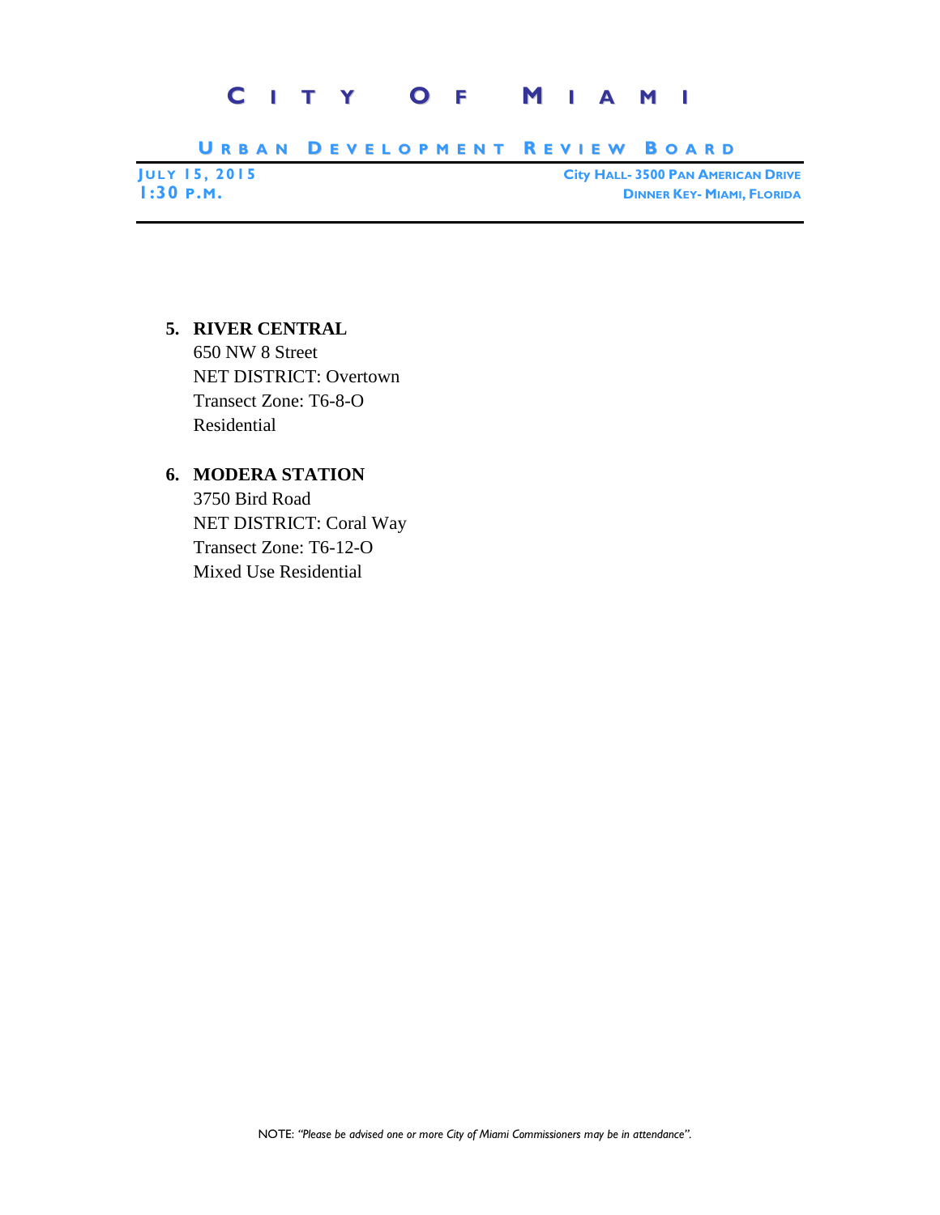5. **RIVER CENTRAL**
   650 NW 8 Street
   NET DISTRICT: Overtown
   Transect Zone: T6-8-O
   Residential

6. **MODERA STATION**
   3750 Bird Road
   NET DISTRICT: Coral Way
   Transect Zone: T6-12-O
   Mixed Use Residential